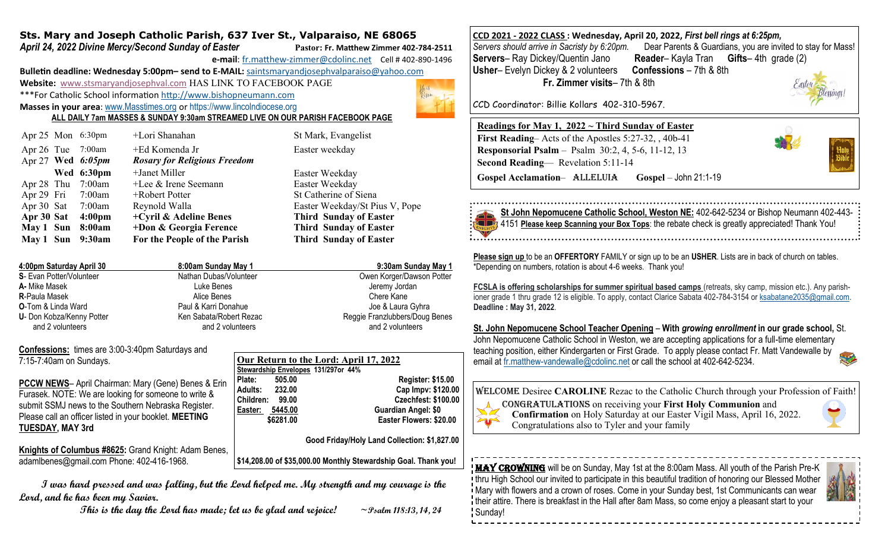# Sts. Mary and Joseph Catholic Parish, 637 Iver St., Valparaiso, NE 68065

*April 24, 2022 Divine Mercy/Second Sunday of Easter* **Pastor: Fr. Matthew Zimmer 402-784-2511**

**e-mail**: fr.matthew-zimmer@cdolinc.net Cell # 402-890-1496

**Bulletin deadline: Wednesday 5:00pm– send to E-MAIL:** saintsmaryandjosephvalparaiso@yahoo.com

**Website:** www.stsmaryandjosephval.com HAS LINK TO FACEBOOK PAGE

***For Catholic School information http://www.bishopneumann.com

**Masses in your area**: www.Masstimes.org or https://www.lincolndiocese.org

**ALL DAILY 7am MASSES & SUNDAY 9:30am STREAMED LIVE ON OUR PARISH FACEBOOK PAGE**

| | | | |
|---|---|---|---|
| Apr 25 Mon | 6:30pm | +Lori Shanahan | St Mark, Evangelist |
| Apr 26 Tue | 7:00am | +Ed Komenda Jr | Easter weekday |
| Apr 27 **Wed** | ***6:05pm*** | ***Rosary for Religious Freedom*** | |
| **Wed** | **6:30pm** | +Janet Miller | Easter Weekday |
| Apr 28 Thu | 7:00am | +Lee & Irene Seemann | Easter Weekday |
| Apr 29 Fri | 7:00am | +Robert Potter | St Catherine of Siena |
| Apr 30 Sat | 7:00am | Reynold Walla | Easter Weekday/St Pius V, Pope |
| **Apr 30 Sat** | **4:00pm** | **+Cyril & Adeline Benes** | **Third Sunday of Easter** |
| **May 1 Sun** | **8:00am** | **+Don & Georgia Ference** | **Third Sunday of Easter** |
| **May 1 Sun** | **9:30am** | **For the People of the Parish** | **Third Sunday of Easter** |

| 4:00pm Saturday April 30 | 8:00am Sunday May 1 | 9:30am Sunday May 1 |
|---|---|---|
| S- Evan Potter/Volunteer | Nathan Dubas/Volunteer | Owen Korger/Dawson Potter |
| A- Mike Masek | Luke Benes | Jeremy Jordan |
| R-Paula Masek | Alice Benes | Chere Kane |
| O-Tom & Linda Ward | Paul & Karri Donahue | Joe & Laura Gyhra |
| U- Don Kobza/Kenny Potter and 2 volunteers | Ken Sabata/Robert Rezac and 2 volunteers | Reggie Franzlubbers/Doug Benes and 2 volunteers |

**Confessions:** times are 3:00-3:40pm Saturdays and 7:15-7:40am on Sundays.

**PCCW NEWS**– April Chairman: Mary (Gene) Benes & Erin Furasek. NOTE: We are looking for someone to write & submit SSMJ news to the Southern Nebraska Register. Please call an officer listed in your booklet. **MEETING TUESDAY, MAY 3rd**

**Knights of Columbus #8625:** Grand Knight: Adam Benes, adamlbenes@gmail.com Phone: 402-416-1968.

**Our Return to the Lord: April 17, 2022**

**Stewardship Envelopes 131/297or 44%**

| | | | |
|---|---|---|---|
| **Plate:** | **505.00** | **Register:** | **$15.00** |
| **Adults:** | **232.00** | **Cap Impv:** | **$120.00** |
| **Children:** | **99.00** | **Czechfest:** | **$100.00** |
| **Easter:** | **5445.00** | **Guardian Angel:** | **$0** |
| | **$6281.00** | **Easter Flowers:** | **$20.00** |

**Good Friday/Holy Land Collection: $1,827.00**

**$14,208.00 of $35,000.00 Monthly Stewardship Goal. Thank you!**

***I was hard pressed and was falling, but the Lord helped me. My strength and my courage is the Lord, and he has been my Savior.***

***This is the day the Lord has made; let us be glad and rejoice! ~Psalm 118:13, 14, 24***

**CCD 2021 - 2022 CLASS : Wednesday, April 20, 2022,** ***First bell rings at 6:25pm,***
*Servers should arrive in Sacristy by 6:20pm.* Dear Parents & Guardians, you are invited to stay for Mass!
**Servers**– Ray Dickey/Quentin Jano **Reader**– Kayla Tran **Gifts**– 4th grade (2)
**Usher**– Evelyn Dickey & 2 volunteers **Confessions** – 7th & 8th
**Fr. Zimmer visits**– 7th & 8th

CCD Coordinator: Billie Kollars 402-310-5967.

**Readings for May 1, 2022 ~ Third Sunday of Easter**

**First Reading**– Acts of the Apostles 5:27-32, , 40b-41
**Responsorial Psalm** – Psalm 30:2, 4, 5-6, 11-12, 13
**Second Reading**— Revelation 5:11-14
**Gospel Acclamation**– ALLELUIA **Gospel** – John 21:1-19

**St John Nepomucene Catholic School, Weston NE:** 402-642-5234 or Bishop Neumann 402-443-4151 **Please keep Scanning your Box Tops**: the rebate check is greatly appreciated! Thank You!

**Please sign up** to be an **OFFERTORY** FAMILY or sign up to be an **USHER**. Lists are in back of church on tables. *Depending on numbers, rotation is about 4-6 weeks. Thank you!

**FCSLA is offering scholarships for summer spiritual based camps** (retreats, sky camp, mission etc.). Any parishioner grade 1 thru grade 12 is eligible. To apply, contact Clarice Sabata 402-784-3154 or ksabatane2035@gmail.com. **Deadline : May 31, 2022**.

**St. John Nepomucene School Teacher Opening** – **With** ***growing enrollment*** **in our grade school,** St. John Nepomucene Catholic School in Weston, we are accepting applications for a full-time elementary teaching position, either Kindergarten or First Grade. To apply please contact Fr. Matt Vandewalle by email at fr.matthew-vandewalle@cdolinc.net or call the school at 402-642-5234.

WELCOME Desiree **CAROLINE** Rezac to the Catholic Church through your Profession of Faith!
CONGRATULATIONS on receiving your **First Holy Communion** and **Confirmation** on Holy Saturday at our Easter Vigil Mass, April 16, 2022. Congratulations also to Tyler and your family

**MAY CROWNING** will be on Sunday, May 1st at the 8:00am Mass. All youth of the Parish Pre-K thru High School our invited to participate in this beautiful tradition of honoring our Blessed Mother Mary with flowers and a crown of roses. Come in your Sunday best, 1st Communicants can wear their attire. There is breakfast in the Hall after 8am Mass, so come enjoy a pleasant start to your Sunday!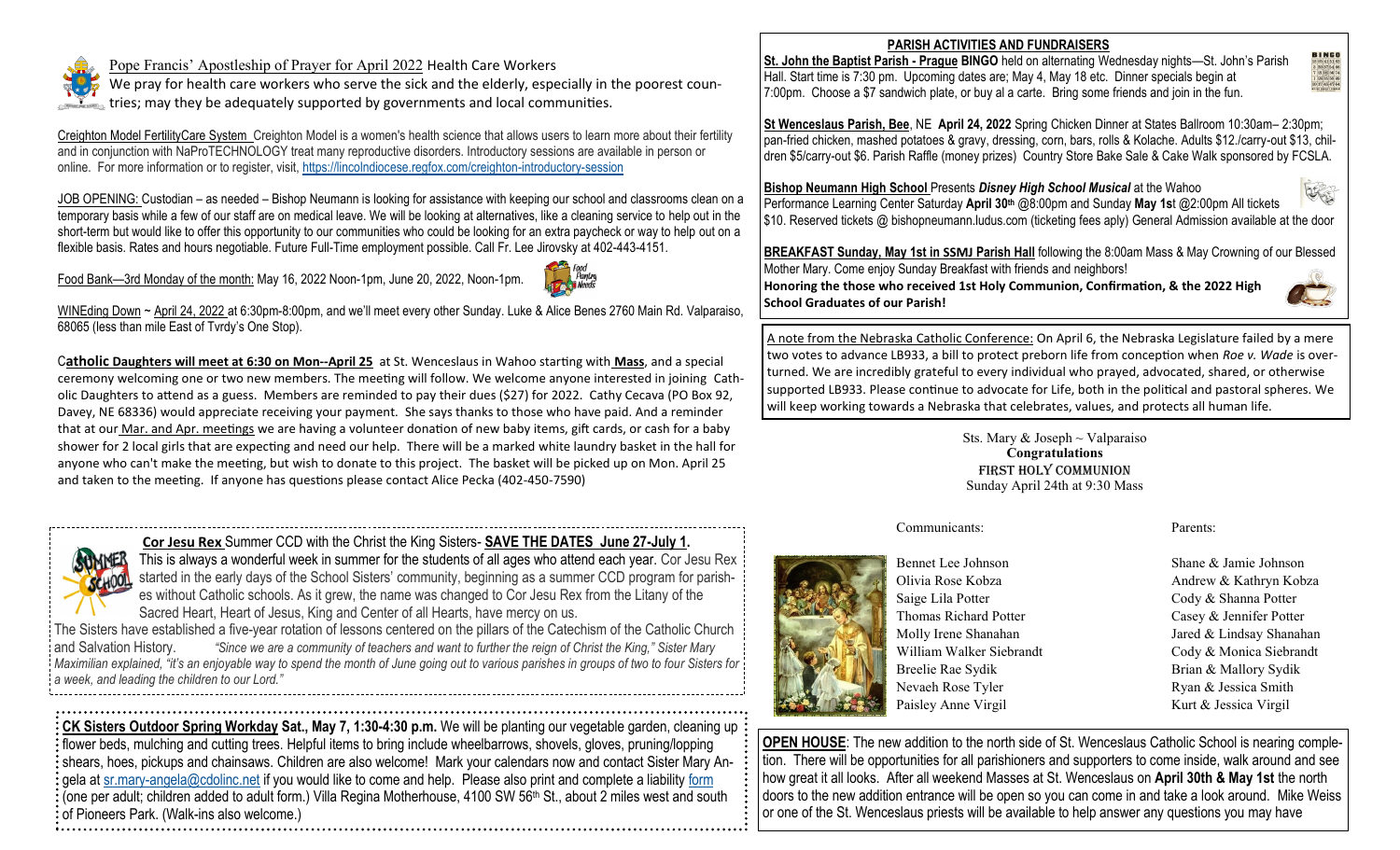Pope Francis' Apostleship of Prayer for April 2022 Health Care Workers

We pray for health care workers who serve the sick and the elderly, especially in the poorest countries; may they be adequately supported by governments and local communities.

Creighton Model FertilityCare System Creighton Model is a women's health science that allows users to learn more about their fertility and in conjunction with NaProTECHNOLOGY treat many reproductive disorders. Introductory sessions are available in person or online. For more information or to register, visit, https://lincolndiocese.regfox.com/creighton-introductory-session

JOB OPENING: Custodian – as needed – Bishop Neumann is looking for assistance with keeping our school and classrooms clean on a temporary basis while a few of our staff are on medical leave. We will be looking at alternatives, like a cleaning service to help out in the short-term but would like to offer this opportunity to our communities who could be looking for an extra paycheck or way to help out on a flexible basis. Rates and hours negotiable. Future Full-Time employment possible. Call Fr. Lee Jirovsky at 402-443-4151.

Food Bank—3rd Monday of the month: May 16, 2022 Noon-1pm, June 20, 2022, Noon-1pm.

WINEding Down ~ April 24, 2022 at 6:30pm-8:00pm, and we'll meet every other Sunday. Luke & Alice Benes 2760 Main Rd. Valparaiso, 68065 (less than mile East of Tvrdy's One Stop).

C**atholic Daughters will meet at 6:30 on Mon--April 25** at St. Wenceslaus in Wahoo starting with **Mass**, and a special ceremony welcoming one or two new members. The meeting will follow. We welcome anyone interested in joining Catholic Daughters to attend as a guess. Members are reminded to pay their dues ($27) for 2022. Cathy Cecava (PO Box 92, Davey, NE 68336) would appreciate receiving your payment. She says thanks to those who have paid. And a reminder that at our Mar. and Apr. meetings we are having a volunteer donation of new baby items, gift cards, or cash for a baby shower for 2 local girls that are expecting and need our help. There will be a marked white laundry basket in the hall for anyone who can't make the meeting, but wish to donate to this project. The basket will be picked up on Mon. April 25 and taken to the meeting. If anyone has questions please contact Alice Pecka (402-450-7590)

**Cor Jesu Rex** Summer CCD with the Christ the King Sisters- **SAVE THE DATES June 27-July 1.**

This is always a wonderful week in summer for the students of all ages who attend each year. Cor Jesu Rex started in the early days of the School Sisters' community, beginning as a summer CCD program for parishes without Catholic schools. As it grew, the name was changed to Cor Jesu Rex from the Litany of the Sacred Heart, Heart of Jesus, King and Center of all Hearts, have mercy on us.

The Sisters have established a five-year rotation of lessons centered on the pillars of the Catechism of the Catholic Church and Salvation History. *"Since we are a community of teachers and want to further the reign of Christ the King," Sister Mary Maximilian explained, "it's an enjoyable way to spend the month of June going out to various parishes in groups of two to four Sisters for a week, and leading the children to our Lord."*

**CK Sisters Outdoor Spring Workday Sat., May 7, 1:30-4:30 p.m.** We will be planting our vegetable garden, cleaning up flower beds, mulching and cutting trees. Helpful items to bring include wheelbarrows, shovels, gloves, pruning/lopping shears, hoes, pickups and chainsaws. Children are also welcome! Mark your calendars now and contact Sister Mary Angela at sr.mary-angela@cdolinc.net if you would like to come and help. Please also print and complete a liability form (one per adult; children added to adult form.) Villa Regina Motherhouse, 4100 SW 56th St., about 2 miles west and south of Pioneers Park. (Walk-ins also welcome.)

## PARISH ACTIVITIES AND FUNDRAISERS

**St. John the Baptist Parish - Prague BINGO** held on alternating Wednesday nights—St. John's Parish Hall. Start time is 7:30 pm. Upcoming dates are; May 4, May 18 etc. Dinner specials begin at 7:00pm. Choose a $7 sandwich plate, or buy al a carte. Bring some friends and join in the fun.

**St Wenceslaus Parish, Bee**, NE **April 24, 2022** Spring Chicken Dinner at States Ballroom 10:30am– 2:30pm; pan-fried chicken, mashed potatoes & gravy, dressing, corn, bars, rolls & Kolache. Adults $12./carry-out $13, children $5/carry-out $6. Parish Raffle (money prizes) Country Store Bake Sale & Cake Walk sponsored by FCSLA.

**Bishop Neumann High School** Presents ***Disney High School Musical*** at the Wahoo Performance Learning Center Saturday **April 30th** @8:00pm and Sunday **May 1s**t @2:00pm All tickets $10. Reserved tickets @ bishopneumann.ludus.com (ticketing fees aply) General Admission available at the door

**BREAKFAST Sunday, May 1st in SSMJ Parish Hall** following the 8:00am Mass & May Crowning of our Blessed Mother Mary. Come enjoy Sunday Breakfast with friends and neighbors!
**Honoring the those who received 1st Holy Communion, Confirmation, & the 2022 High School Graduates of our Parish!**

A note from the Nebraska Catholic Conference: On April 6, the Nebraska Legislature failed by a mere two votes to advance LB933, a bill to protect preborn life from conception when *Roe v. Wade* is overturned. We are incredibly grateful to every individual who prayed, advocated, shared, or otherwise supported LB933. Please continue to advocate for Life, both in the political and pastoral spheres. We will keep working towards a Nebraska that celebrates, values, and protects all human life.

Sts. Mary & Joseph ~ Valparaiso
**Congratulations**
FIRST HOLY COMMUNION
Sunday April 24th at 9:30 Mass

| Communicants: | Parents: |
|---|---|
| Bennet Lee Johnson | Shane & Jamie Johnson |
| Olivia Rose Kobza | Andrew & Kathryn Kobza |
| Saige Lila Potter | Cody & Shanna Potter |
| Thomas Richard Potter | Casey & Jennifer Potter |
| Molly Irene Shanahan | Jared & Lindsay Shanahan |
| William Walker Siebrandt | Cody & Monica Siebrandt |
| Breelie Rae Sydik | Brian & Mallory Sydik |
| Nevaeh Rose Tyler | Ryan & Jessica Smith |
| Paisley Anne Virgil | Kurt & Jessica Virgil |

**OPEN HOUSE**: The new addition to the north side of St. Wenceslaus Catholic School is nearing completion. There will be opportunities for all parishioners and supporters to come inside, walk around and see how great it all looks. After all weekend Masses at St. Wenceslaus on **April 30th & May 1st** the north doors to the new addition entrance will be open so you can come in and take a look around. Mike Weiss or one of the St. Wenceslaus priests will be available to help answer any questions you may have